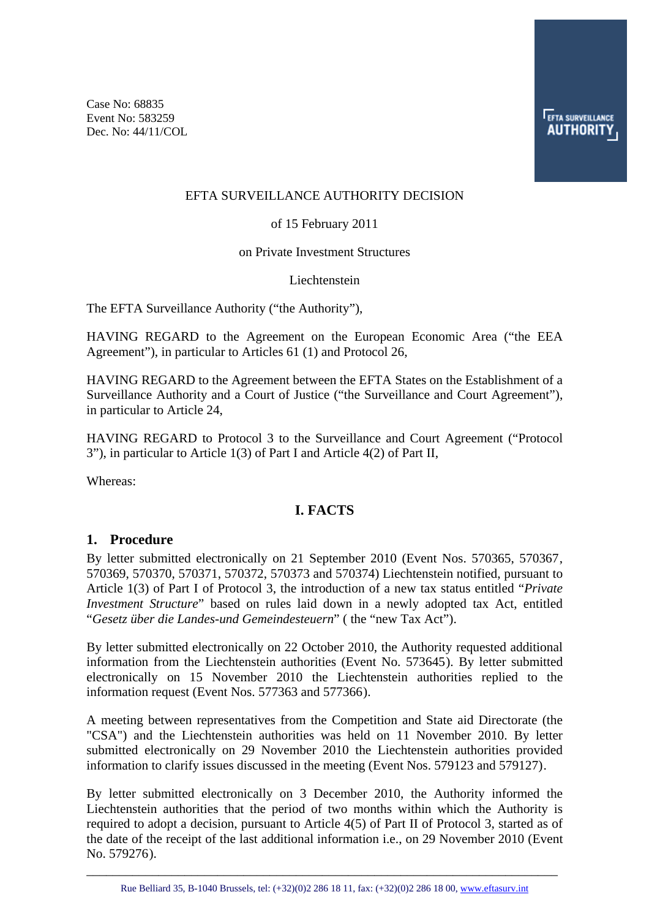Case No: 68835
Event No: 583259
Dec. No: 44/11/COL

EFTA SURVEILLANCE AUTHORITY DECISION

of 15 February 2011

on Private Investment Structures

Liechtenstein

The EFTA Surveillance Authority ("the Authority"),

HAVING REGARD to the Agreement on the European Economic Area ("the EEA Agreement"), in particular to Articles 61 (1) and Protocol 26,

HAVING REGARD to the Agreement between the EFTA States on the Establishment of a Surveillance Authority and a Court of Justice ("the Surveillance and Court Agreement"), in particular to Article 24,

HAVING REGARD to Protocol 3 to the Surveillance and Court Agreement ("Protocol 3"), in particular to Article 1(3) of Part I and Article 4(2) of Part II,

Whereas:

## I. FACTS

### 1. Procedure

By letter submitted electronically on 21 September 2010 (Event Nos. 570365, 570367, 570369, 570370, 570371, 570372, 570373 and 570374) Liechtenstein notified, pursuant to Article 1(3) of Part I of Protocol 3, the introduction of a new tax status entitled "*Private Investment Structure*" based on rules laid down in a newly adopted tax Act, entitled "*Gesetz über die Landes-und Gemeindesteuern*" ( the "new Tax Act").

By letter submitted electronically on 22 October 2010, the Authority requested additional information from the Liechtenstein authorities (Event No. 573645). By letter submitted electronically on 15 November 2010 the Liechtenstein authorities replied to the information request (Event Nos. 577363 and 577366).

A meeting between representatives from the Competition and State aid Directorate (the "CSA") and the Liechtenstein authorities was held on 11 November 2010. By letter submitted electronically on 29 November 2010 the Liechtenstein authorities provided information to clarify issues discussed in the meeting (Event Nos. 579123 and 579127).

By letter submitted electronically on 3 December 2010, the Authority informed the Liechtenstein authorities that the period of two months within which the Authority is required to adopt a decision, pursuant to Article 4(5) of Part II of Protocol 3, started as of the date of the receipt of the last additional information i.e., on 29 November 2010 (Event No. 579276).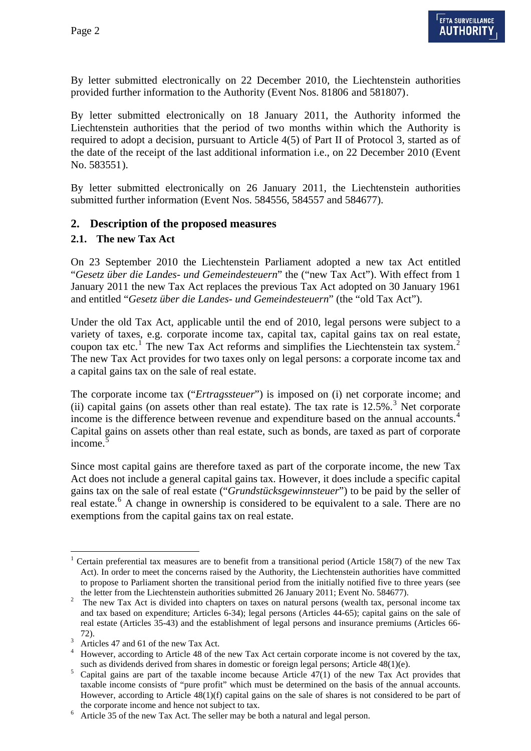By letter submitted electronically on 22 December 2010, the Liechtenstein authorities provided further information to the Authority (Event Nos. 81806 and 581807).

By letter submitted electronically on 18 January 2011, the Authority informed the Liechtenstein authorities that the period of two months within which the Authority is required to adopt a decision, pursuant to Article 4(5) of Part II of Protocol 3, started as of the date of the receipt of the last additional information i.e., on 22 December 2010 (Event No. 583551).

By letter submitted electronically on 26 January 2011, the Liechtenstein authorities submitted further information (Event Nos. 584556, 584557 and 584677).

## 2. Description of the proposed measures

### 2.1. The new Tax Act

On 23 September 2010 the Liechtenstein Parliament adopted a new tax Act entitled "*Gesetz über die Landes- und Gemeindesteuern*" the ("new Tax Act"). With effect from 1 January 2011 the new Tax Act replaces the previous Tax Act adopted on 30 January 1961 and entitled "*Gesetz über die Landes- und Gemeindesteuern*" (the "old Tax Act").

Under the old Tax Act, applicable until the end of 2010, legal persons were subject to a variety of taxes, e.g. corporate income tax, capital tax, capital gains tax on real estate, coupon tax etc.[1] The new Tax Act reforms and simplifies the Liechtenstein tax system.[2] The new Tax Act provides for two taxes only on legal persons: a corporate income tax and a capital gains tax on the sale of real estate.

The corporate income tax ("*Ertragssteuer*") is imposed on (i) net corporate income; and (ii) capital gains (on assets other than real estate). The tax rate is 12.5%.[3] Net corporate income is the difference between revenue and expenditure based on the annual accounts.[4] Capital gains on assets other than real estate, such as bonds, are taxed as part of corporate income.[5]

Since most capital gains are therefore taxed as part of the corporate income, the new Tax Act does not include a general capital gains tax. However, it does include a specific capital gains tax on the sale of real estate ("*Grundstücksgewinnsteuer*") to be paid by the seller of real estate.[6] A change in ownership is considered to be equivalent to a sale. There are no exemptions from the capital gains tax on real estate.

---

[1] Certain preferential tax measures are to benefit from a transitional period (Article 158(7) of the new Tax Act). In order to meet the concerns raised by the Authority, the Liechtenstein authorities have committed to propose to Parliament shorten the transitional period from the initially notified five to three years (see the letter from the Liechtenstein authorities submitted 26 January 2011; Event No. 584677).

[2] The new Tax Act is divided into chapters on taxes on natural persons (wealth tax, personal income tax and tax based on expenditure; Articles 6-34); legal persons (Articles 44-65); capital gains on the sale of real estate (Articles 35-43) and the establishment of legal persons and insurance premiums (Articles 66-72).

[3] Articles 47 and 61 of the new Tax Act.

[4] However, according to Article 48 of the new Tax Act certain corporate income is not covered by the tax, such as dividends derived from shares in domestic or foreign legal persons; Article 48(1)(e).

[5] Capital gains are part of the taxable income because Article 47(1) of the new Tax Act provides that taxable income consists of "pure profit" which must be determined on the basis of the annual accounts. However, according to Article 48(1)(f) capital gains on the sale of shares is not considered to be part of the corporate income and hence not subject to tax.

[6] Article 35 of the new Tax Act. The seller may be both a natural and legal person.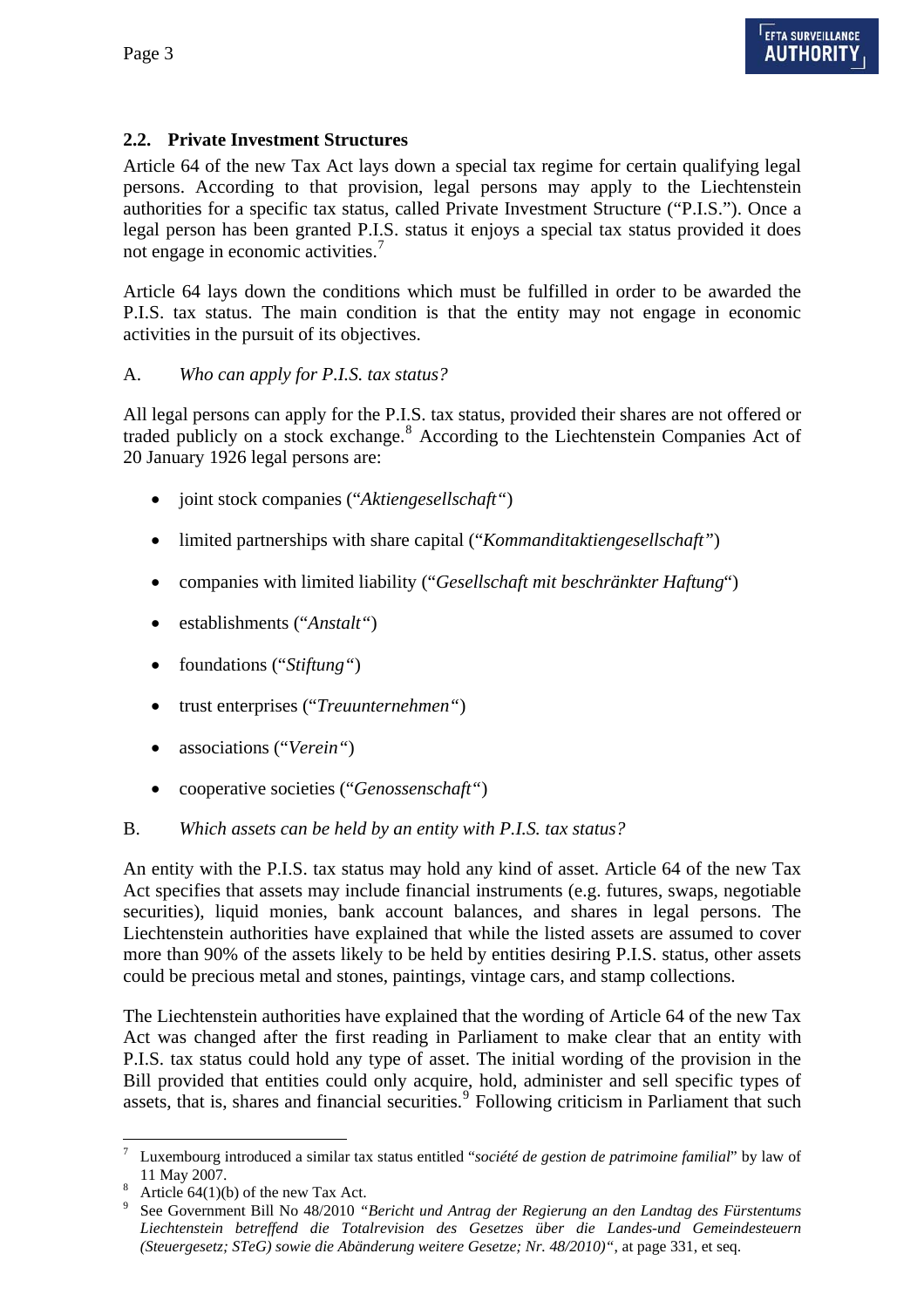## 2.2. Private Investment Structures

Article 64 of the new Tax Act lays down a special tax regime for certain qualifying legal persons. According to that provision, legal persons may apply to the Liechtenstein authorities for a specific tax status, called Private Investment Structure ("P.I.S."). Once a legal person has been granted P.I.S. status it enjoys a special tax status provided it does not engage in economic activities.[7]

Article 64 lays down the conditions which must be fulfilled in order to be awarded the P.I.S. tax status. The main condition is that the entity may not engage in economic activities in the pursuit of its objectives.

A. *Who can apply for P.I.S. tax status?*

All legal persons can apply for the P.I.S. tax status, provided their shares are not offered or traded publicly on a stock exchange.[8] According to the Liechtenstein Companies Act of 20 January 1926 legal persons are:

- joint stock companies ("*Aktiengesellschaft*")
- limited partnerships with share capital ("*Kommanditaktiengesellschaft*")
- companies with limited liability ("*Gesellschaft mit beschränkter Haftung*")
- establishments ("*Anstalt*")
- foundations ("*Stiftung*")
- trust enterprises ("*Treuunternehmen*")
- associations ("*Verein*")
- cooperative societies ("*Genossenschaft*")

B. *Which assets can be held by an entity with P.I.S. tax status?*

An entity with the P.I.S. tax status may hold any kind of asset. Article 64 of the new Tax Act specifies that assets may include financial instruments (e.g. futures, swaps, negotiable securities), liquid monies, bank account balances, and shares in legal persons. The Liechtenstein authorities have explained that while the listed assets are assumed to cover more than 90% of the assets likely to be held by entities desiring P.I.S. status, other assets could be precious metal and stones, paintings, vintage cars, and stamp collections.

The Liechtenstein authorities have explained that the wording of Article 64 of the new Tax Act was changed after the first reading in Parliament to make clear that an entity with P.I.S. tax status could hold any type of asset. The initial wording of the provision in the Bill provided that entities could only acquire, hold, administer and sell specific types of assets, that is, shares and financial securities.[9] Following criticism in Parliament that such

---

[7] Luxembourg introduced a similar tax status entitled "*société de gestion de patrimoine familial*" by law of 11 May 2007.

[8] Article 64(1)(b) of the new Tax Act.

[9] See Government Bill No 48/2010 *"Bericht und Antrag der Regierung an den Landtag des Fürstentums Liechtenstein betreffend die Totalrevision des Gesetzes über die Landes-und Gemeindesteuern (Steuergesetz; SteG) sowie die Abänderung weitere Gesetze; Nr. 48/2010)"*, at page 331, et seq.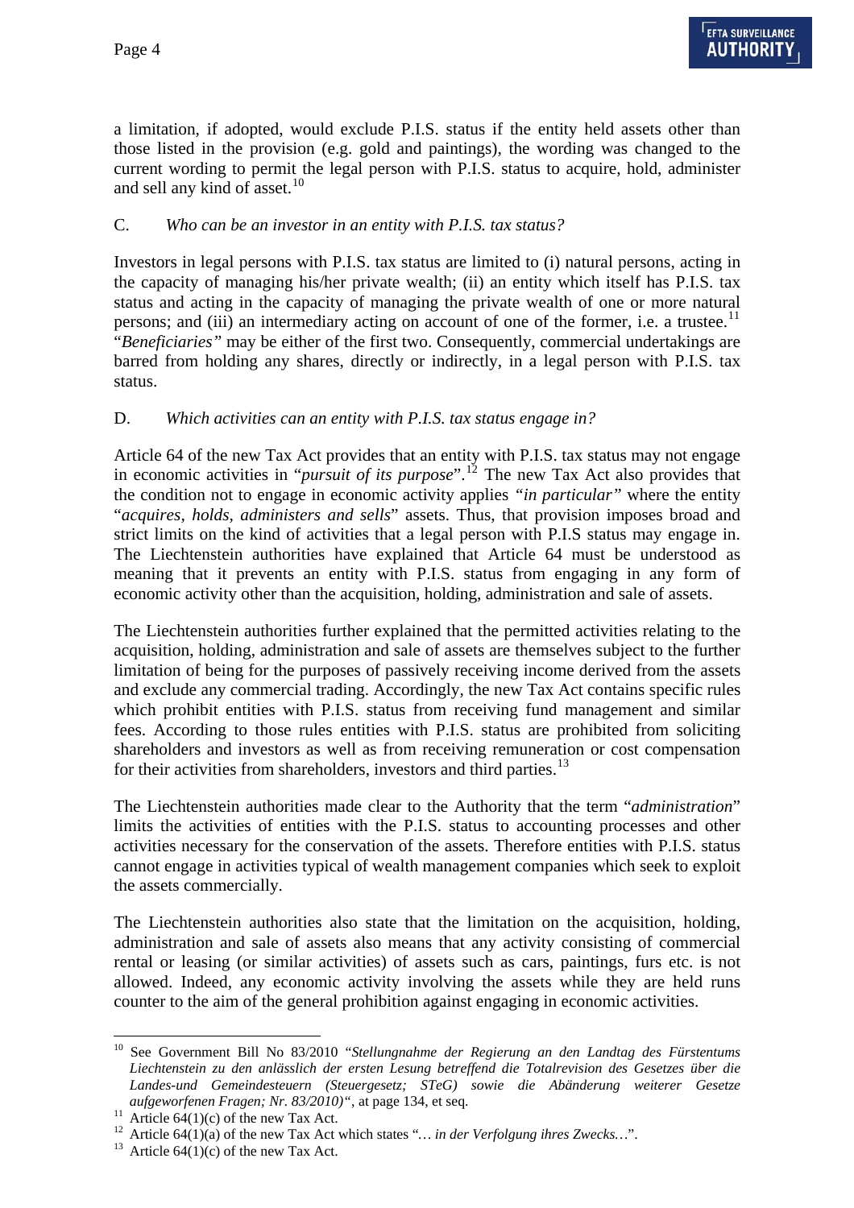a limitation, if adopted, would exclude P.I.S. status if the entity held assets other than those listed in the provision (e.g. gold and paintings), the wording was changed to the current wording to permit the legal person with P.I.S. status to acquire, hold, administer and sell any kind of asset.[10]

C. *Who can be an investor in an entity with P.I.S. tax status?*

Investors in legal persons with P.I.S. tax status are limited to (i) natural persons, acting in the capacity of managing his/her private wealth; (ii) an entity which itself has P.I.S. tax status and acting in the capacity of managing the private wealth of one or more natural persons; and (iii) an intermediary acting on account of one of the former, i.e. a trustee.[11] "*Beneficiaries"* may be either of the first two. Consequently, commercial undertakings are barred from holding any shares, directly or indirectly, in a legal person with P.I.S. tax status.

D. *Which activities can an entity with P.I.S. tax status engage in?*

Article 64 of the new Tax Act provides that an entity with P.I.S. tax status may not engage in economic activities in "*pursuit of its purpose*".[12] The new Tax Act also provides that the condition not to engage in economic activity applies *"in particular"* where the entity "*acquires, holds, administers and sells*" assets. Thus, that provision imposes broad and strict limits on the kind of activities that a legal person with P.I.S status may engage in. The Liechtenstein authorities have explained that Article 64 must be understood as meaning that it prevents an entity with P.I.S. status from engaging in any form of economic activity other than the acquisition, holding, administration and sale of assets.

The Liechtenstein authorities further explained that the permitted activities relating to the acquisition, holding, administration and sale of assets are themselves subject to the further limitation of being for the purposes of passively receiving income derived from the assets and exclude any commercial trading. Accordingly, the new Tax Act contains specific rules which prohibit entities with P.I.S. status from receiving fund management and similar fees. According to those rules entities with P.I.S. status are prohibited from soliciting shareholders and investors as well as from receiving remuneration or cost compensation for their activities from shareholders, investors and third parties.[13]

The Liechtenstein authorities made clear to the Authority that the term "*administration*" limits the activities of entities with the P.I.S. status to accounting processes and other activities necessary for the conservation of the assets. Therefore entities with P.I.S. status cannot engage in activities typical of wealth management companies which seek to exploit the assets commercially.

The Liechtenstein authorities also state that the limitation on the acquisition, holding, administration and sale of assets also means that any activity consisting of commercial rental or leasing (or similar activities) of assets such as cars, paintings, furs etc. is not allowed. Indeed, any economic activity involving the assets while they are held runs counter to the aim of the general prohibition against engaging in economic activities.

---

[10] See Government Bill No 83/2010 "*Stellungnahme der Regierung an den Landtag des Fürstentums Liechtenstein zu den anlässlich der ersten Lesung betreffend die Totalrevision des Gesetzes über die Landes-und Gemeindesteuern (Steuergesetz; STeG) sowie die Abänderung weiterer Gesetze aufgeworfenen Fragen; Nr. 83/2010)"*, at page 134, et seq.

[11] Article 64(1)(c) of the new Tax Act.

[12] Article 64(1)(a) of the new Tax Act which states "*… in der Verfolgung ihres Zwecks…*".

[13] Article 64(1)(c) of the new Tax Act.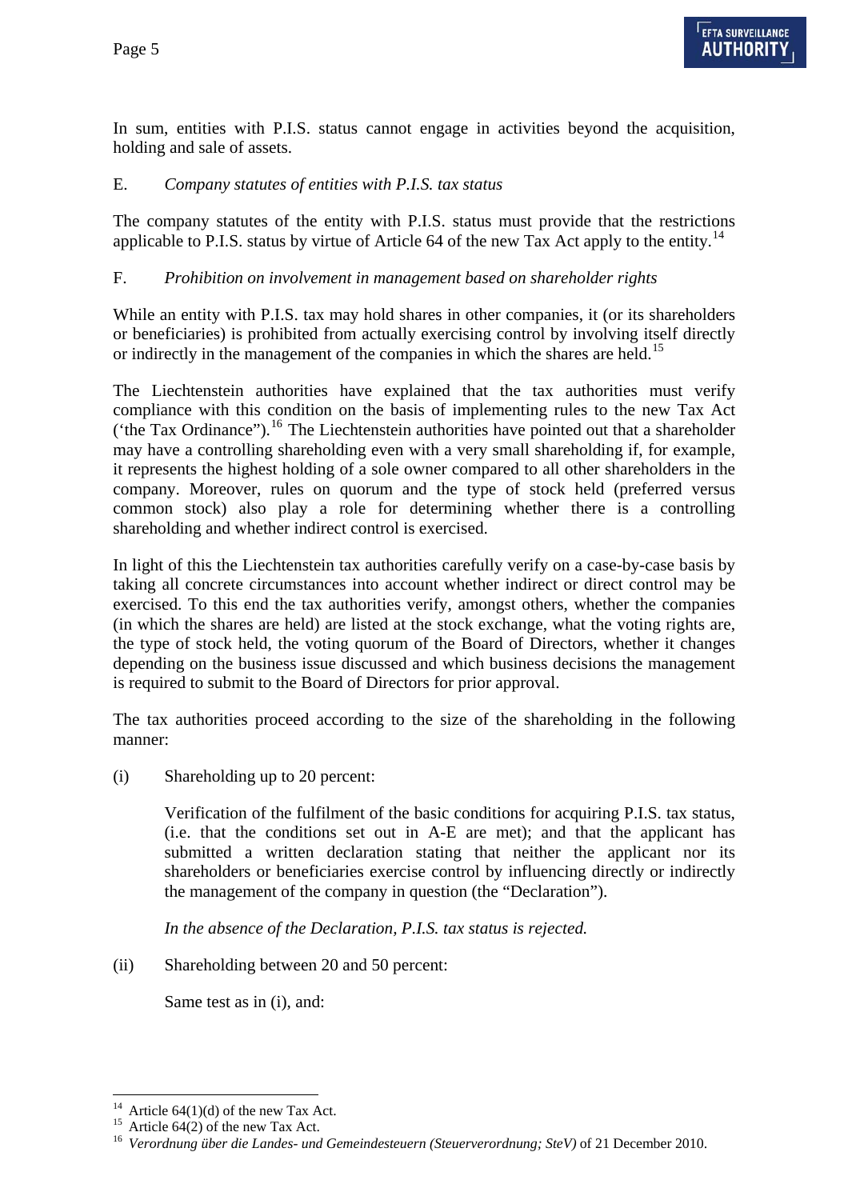In sum, entities with P.I.S. status cannot engage in activities beyond the acquisition, holding and sale of assets.

E. *Company statutes of entities with P.I.S. tax status*

The company statutes of the entity with P.I.S. status must provide that the restrictions applicable to P.I.S. status by virtue of Article 64 of the new Tax Act apply to the entity.[14]

F. *Prohibition on involvement in management based on shareholder rights*

While an entity with P.I.S. tax may hold shares in other companies, it (or its shareholders or beneficiaries) is prohibited from actually exercising control by involving itself directly or indirectly in the management of the companies in which the shares are held.[15]

The Liechtenstein authorities have explained that the tax authorities must verify compliance with this condition on the basis of implementing rules to the new Tax Act ('the Tax Ordinance").[16] The Liechtenstein authorities have pointed out that a shareholder may have a controlling shareholding even with a very small shareholding if, for example, it represents the highest holding of a sole owner compared to all other shareholders in the company. Moreover, rules on quorum and the type of stock held (preferred versus common stock) also play a role for determining whether there is a controlling shareholding and whether indirect control is exercised.

In light of this the Liechtenstein tax authorities carefully verify on a case-by-case basis by taking all concrete circumstances into account whether indirect or direct control may be exercised. To this end the tax authorities verify, amongst others, whether the companies (in which the shares are held) are listed at the stock exchange, what the voting rights are, the type of stock held, the voting quorum of the Board of Directors, whether it changes depending on the business issue discussed and which business decisions the management is required to submit to the Board of Directors for prior approval.

The tax authorities proceed according to the size of the shareholding in the following manner:

(i) Shareholding up to 20 percent:

Verification of the fulfilment of the basic conditions for acquiring P.I.S. tax status, (i.e. that the conditions set out in A-E are met); and that the applicant has submitted a written declaration stating that neither the applicant nor its shareholders or beneficiaries exercise control by influencing directly or indirectly the management of the company in question (the "Declaration").

*In the absence of the Declaration, P.I.S. tax status is rejected.*

(ii) Shareholding between 20 and 50 percent:

Same test as in (i), and:

---

[14] Article 64(1)(d) of the new Tax Act.

[15] Article 64(2) of the new Tax Act.

[16] *Verordnung über die Landes- und Gemeindesteuern (Steuerverordnung; SteV)* of 21 December 2010.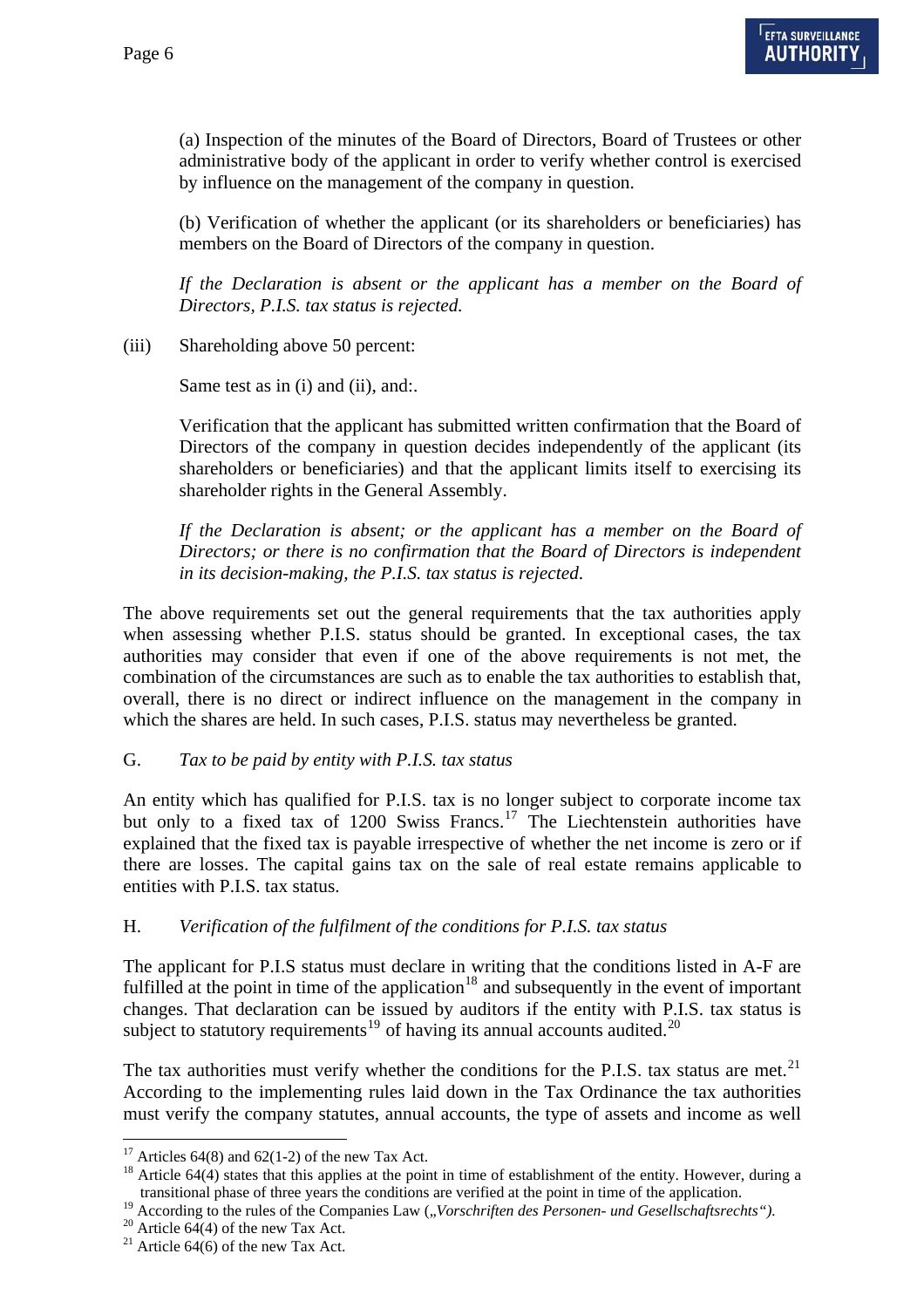(a) Inspection of the minutes of the Board of Directors, Board of Trustees or other administrative body of the applicant in order to verify whether control is exercised by influence on the management of the company in question.

(b) Verification of whether the applicant (or its shareholders or beneficiaries) has members on the Board of Directors of the company in question.

*If the Declaration is absent or the applicant has a member on the Board of Directors, P.I.S. tax status is rejected.*

(iii) Shareholding above 50 percent:

Same test as in (i) and (ii), and:.

Verification that the applicant has submitted written confirmation that the Board of Directors of the company in question decides independently of the applicant (its shareholders or beneficiaries) and that the applicant limits itself to exercising its shareholder rights in the General Assembly.

*If the Declaration is absent; or the applicant has a member on the Board of Directors; or there is no confirmation that the Board of Directors is independent in its decision-making, the P.I.S. tax status is rejected.*

The above requirements set out the general requirements that the tax authorities apply when assessing whether P.I.S. status should be granted. In exceptional cases, the tax authorities may consider that even if one of the above requirements is not met, the combination of the circumstances are such as to enable the tax authorities to establish that, overall, there is no direct or indirect influence on the management in the company in which the shares are held. In such cases, P.I.S. status may nevertheless be granted.

G. *Tax to be paid by entity with P.I.S. tax status*

An entity which has qualified for P.I.S. tax is no longer subject to corporate income tax but only to a fixed tax of 1200 Swiss Francs.[17] The Liechtenstein authorities have explained that the fixed tax is payable irrespective of whether the net income is zero or if there are losses. The capital gains tax on the sale of real estate remains applicable to entities with P.I.S. tax status.

H. *Verification of the fulfilment of the conditions for P.I.S. tax status*

The applicant for P.I.S status must declare in writing that the conditions listed in A-F are fulfilled at the point in time of the application[18] and subsequently in the event of important changes. That declaration can be issued by auditors if the entity with P.I.S. tax status is subject to statutory requirements[19] of having its annual accounts audited.[20]

The tax authorities must verify whether the conditions for the P.I.S. tax status are met.[21] According to the implementing rules laid down in the Tax Ordinance the tax authorities must verify the company statutes, annual accounts, the type of assets and income as well

---

[17] Articles 64(8) and 62(1-2) of the new Tax Act.

[18] Article 64(4) states that this applies at the point in time of establishment of the entity. However, during a transitional phase of three years the conditions are verified at the point in time of the application.

[19] According to the rules of the Companies Law („*Vorschriften des Personen- und Gesellschaftsrechts“).*

[20] Article 64(4) of the new Tax Act.

[21] Article 64(6) of the new Tax Act.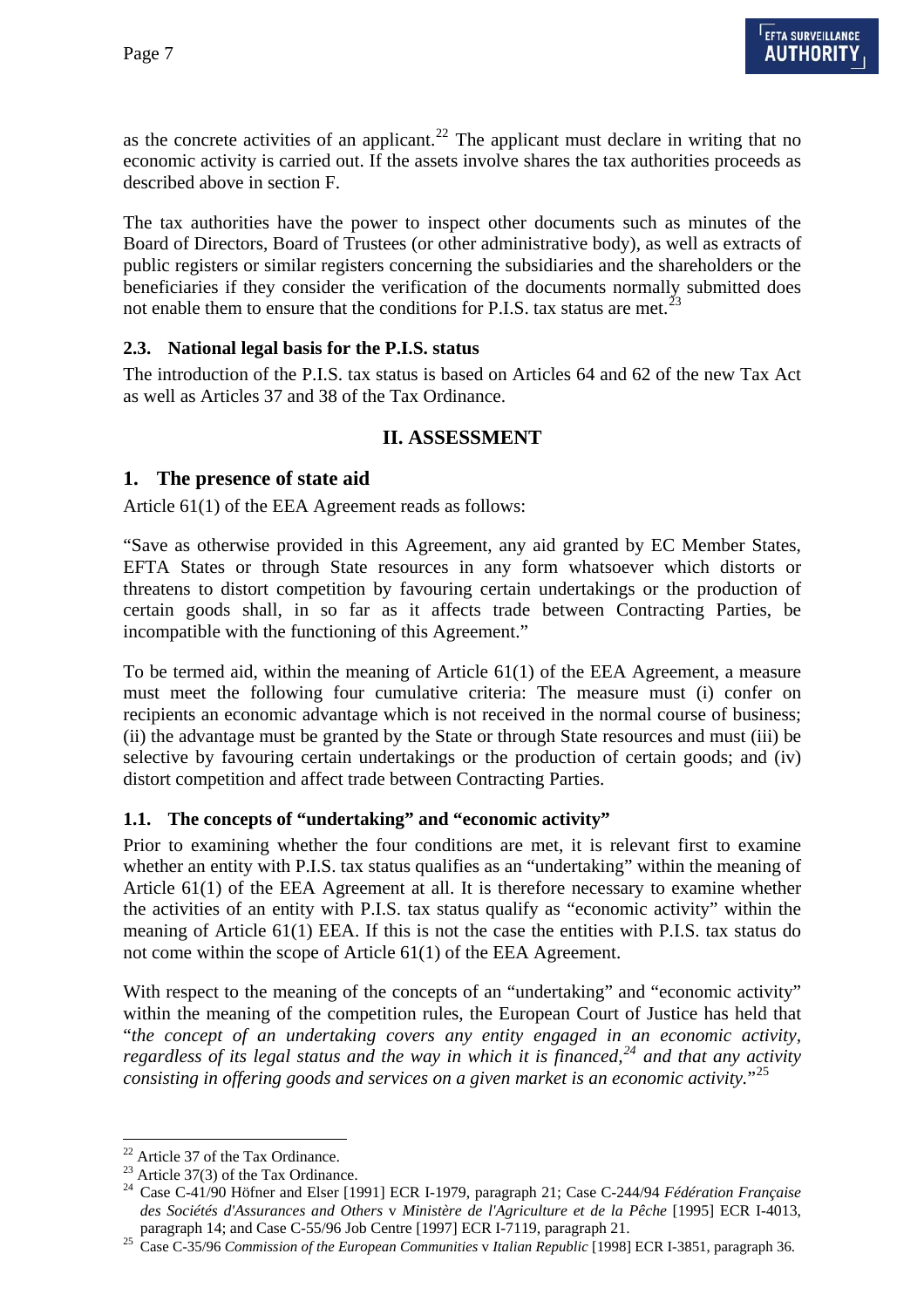as the concrete activities of an applicant.[22] The applicant must declare in writing that no economic activity is carried out. If the assets involve shares the tax authorities proceeds as described above in section F.

The tax authorities have the power to inspect other documents such as minutes of the Board of Directors, Board of Trustees (or other administrative body), as well as extracts of public registers or similar registers concerning the subsidiaries and the shareholders or the beneficiaries if they consider the verification of the documents normally submitted does not enable them to ensure that the conditions for P.I.S. tax status are met.[23]

### 2.3. National legal basis for the P.I.S. status

The introduction of the P.I.S. tax status is based on Articles 64 and 62 of the new Tax Act as well as Articles 37 and 38 of the Tax Ordinance.

## II. ASSESSMENT

### 1. The presence of state aid

Article 61(1) of the EEA Agreement reads as follows:

"Save as otherwise provided in this Agreement, any aid granted by EC Member States, EFTA States or through State resources in any form whatsoever which distorts or threatens to distort competition by favouring certain undertakings or the production of certain goods shall, in so far as it affects trade between Contracting Parties, be incompatible with the functioning of this Agreement."

To be termed aid, within the meaning of Article 61(1) of the EEA Agreement, a measure must meet the following four cumulative criteria: The measure must (i) confer on recipients an economic advantage which is not received in the normal course of business; (ii) the advantage must be granted by the State or through State resources and must (iii) be selective by favouring certain undertakings or the production of certain goods; and (iv) distort competition and affect trade between Contracting Parties.

### 1.1. The concepts of "undertaking" and "economic activity"

Prior to examining whether the four conditions are met, it is relevant first to examine whether an entity with P.I.S. tax status qualifies as an "undertaking" within the meaning of Article 61(1) of the EEA Agreement at all. It is therefore necessary to examine whether the activities of an entity with P.I.S. tax status qualify as "economic activity" within the meaning of Article 61(1) EEA. If this is not the case the entities with P.I.S. tax status do not come within the scope of Article 61(1) of the EEA Agreement.

With respect to the meaning of the concepts of an "undertaking" and "economic activity" within the meaning of the competition rules, the European Court of Justice has held that "*the concept of an undertaking covers any entity engaged in an economic activity, regardless of its legal status and the way in which it is financed,*[24] *and that any activity consisting in offering goods and services on a given market is an economic activity.*"[25]

---

[22] Article 37 of the Tax Ordinance.

[23] Article 37(3) of the Tax Ordinance.

[24] Case C-41/90 Höfner and Elser [1991] ECR I-1979, paragraph 21; Case C-244/94 *Fédération Française des Sociétés d'Assurances and Others* v *Ministère de l'Agriculture et de la Pêche* [1995] ECR I-4013, paragraph 14; and Case C-55/96 Job Centre [1997] ECR I-7119, paragraph 21.

[25] Case C-35/96 *Commission of the European Communities* v *Italian Republic* [1998] ECR I-3851, paragraph 36.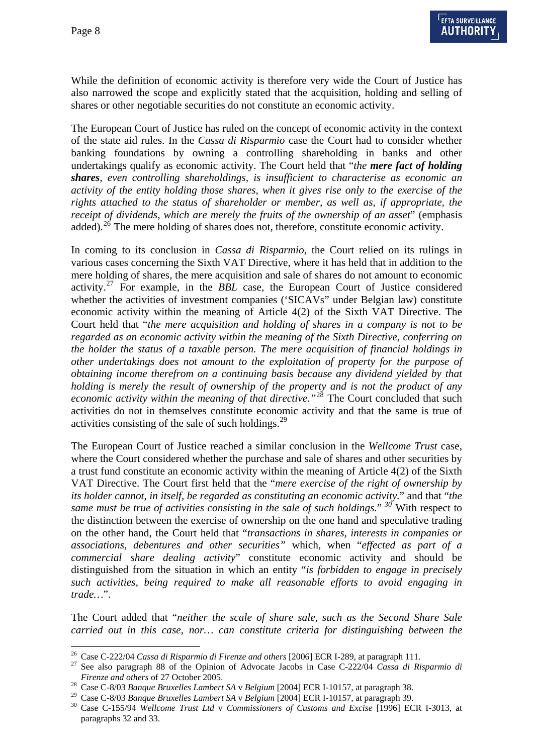While the definition of economic activity is therefore very wide the Court of Justice has also narrowed the scope and explicitly stated that the acquisition, holding and selling of shares or other negotiable securities do not constitute an economic activity.

The European Court of Justice has ruled on the concept of economic activity in the context of the state aid rules. In the *Cassa di Risparmio* case the Court had to consider whether banking foundations by owning a controlling shareholding in banks and other undertakings qualify as economic activity. The Court held that "*the **mere fact of holding shares**, even controlling shareholdings, is insufficient to characterise as economic an activity of the entity holding those shares, when it gives rise only to the exercise of the rights attached to the status of shareholder or member, as well as, if appropriate, the receipt of dividends, which are merely the fruits of the ownership of an asset*" (emphasis added).[26] The mere holding of shares does not, therefore, constitute economic activity.

In coming to its conclusion in *Cassa di Risparmio*, the Court relied on its rulings in various cases concerning the Sixth VAT Directive, where it has held that in addition to the mere holding of shares, the mere acquisition and sale of shares do not amount to economic activity.[27] For example, in the *BBL* case, the European Court of Justice considered whether the activities of investment companies ('SICAVs" under Belgian law) constitute economic activity within the meaning of Article 4(2) of the Sixth VAT Directive. The Court held that "*the mere acquisition and holding of shares in a company is not to be regarded as an economic activity within the meaning of the Sixth Directive, conferring on the holder the status of a taxable person. The mere acquisition of financial holdings in other undertakings does not amount to the exploitation of property for the purpose of obtaining income therefrom on a continuing basis because any dividend yielded by that holding is merely the result of ownership of the property and is not the product of any economic activity within the meaning of that directive.*"[28] The Court concluded that such activities do not in themselves constitute economic activity and that the same is true of activities consisting of the sale of such holdings.[29]

The European Court of Justice reached a similar conclusion in the *Wellcome Trust* case, where the Court considered whether the purchase and sale of shares and other securities by a trust fund constitute an economic activity within the meaning of Article 4(2) of the Sixth VAT Directive. The Court first held that the "*mere exercise of the right of ownership by its holder cannot, in itself, be regarded as constituting an economic activity.*" and that "*the same must be true of activities consisting in the sale of such holdings.*"[30] With respect to the distinction between the exercise of ownership on the one hand and speculative trading on the other hand, the Court held that "*transactions in shares, interests in companies or associations, debentures and other securities"* which, when "*effected as part of a commercial share dealing activity*" constitute economic activity and should be distinguished from the situation in which an entity "*is forbidden to engage in precisely such activities, being required to make all reasonable efforts to avoid engaging in trade…*".

The Court added that "*neither the scale of share sale, such as the Second Share Sale carried out in this case, nor… can constitute criteria for distinguishing between the*

---

[26] Case C-222/04 *Cassa di Risparmio di Firenze and others* [2006] ECR I-289, at paragraph 111.

[27] See also paragraph 88 of the Opinion of Advocate Jacobs in Case C-222/04 *Cassa di Risparmio di Firenze and others* of 27 October 2005.

[28] Case C-8/03 *Banque Bruxelles Lambert SA* v *Belgium* [2004] ECR I-10157, at paragraph 38.

[29] Case C-8/03 *Banque Bruxelles Lambert SA* v *Belgium* [2004] ECR I-10157, at paragraph 39.

[30] Case C-155/94 *Wellcome Trust Ltd* v *Commissioners of Customs and Excise* [1996] ECR I-3013, at paragraphs 32 and 33.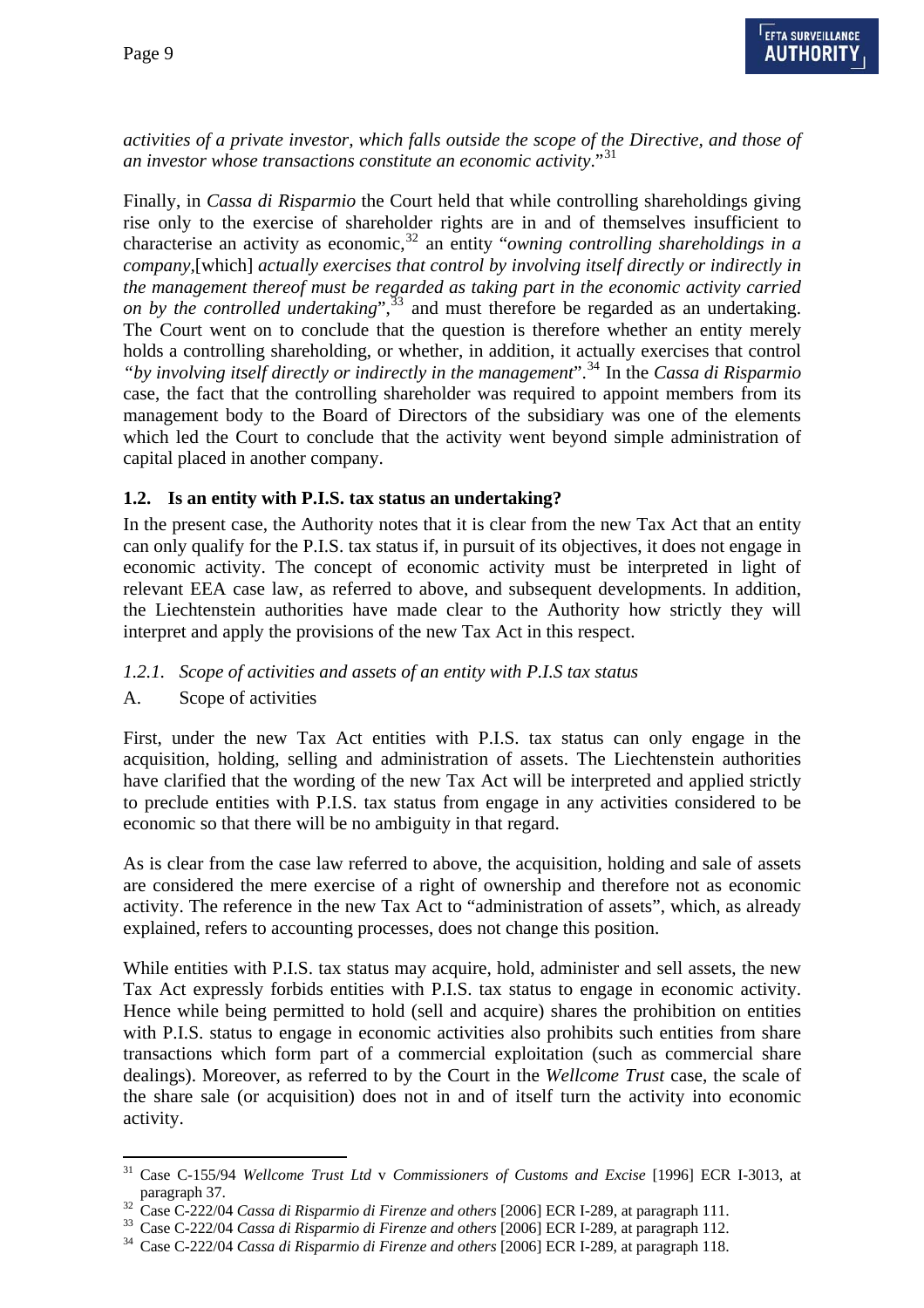*activities of a private investor, which falls outside the scope of the Directive, and those of an investor whose transactions constitute an economic activity*."[31]

Finally, in *Cassa di Risparmio* the Court held that while controlling shareholdings giving rise only to the exercise of shareholder rights are in and of themselves insufficient to characterise an activity as economic,[32] an entity "*owning controlling shareholdings in a company,*[which] *actually exercises that control by involving itself directly or indirectly in the management thereof must be regarded as taking part in the economic activity carried on by the controlled undertaking*",[33] and must therefore be regarded as an undertaking. The Court went on to conclude that the question is therefore whether an entity merely holds a controlling shareholding, or whether, in addition, it actually exercises that control *"by involving itself directly or indirectly in the management*".[34] In the *Cassa di Risparmio* case, the fact that the controlling shareholder was required to appoint members from its management body to the Board of Directors of the subsidiary was one of the elements which led the Court to conclude that the activity went beyond simple administration of capital placed in another company.

### 1.2. Is an entity with P.I.S. tax status an undertaking?

In the present case, the Authority notes that it is clear from the new Tax Act that an entity can only qualify for the P.I.S. tax status if, in pursuit of its objectives, it does not engage in economic activity. The concept of economic activity must be interpreted in light of relevant EEA case law, as referred to above, and subsequent developments. In addition, the Liechtenstein authorities have made clear to the Authority how strictly they will interpret and apply the provisions of the new Tax Act in this respect.

#### *1.2.1. Scope of activities and assets of an entity with P.I.S tax status*

A. Scope of activities

First, under the new Tax Act entities with P.I.S. tax status can only engage in the acquisition, holding, selling and administration of assets. The Liechtenstein authorities have clarified that the wording of the new Tax Act will be interpreted and applied strictly to preclude entities with P.I.S. tax status from engage in any activities considered to be economic so that there will be no ambiguity in that regard.

As is clear from the case law referred to above, the acquisition, holding and sale of assets are considered the mere exercise of a right of ownership and therefore not as economic activity. The reference in the new Tax Act to "administration of assets", which, as already explained, refers to accounting processes, does not change this position.

While entities with P.I.S. tax status may acquire, hold, administer and sell assets, the new Tax Act expressly forbids entities with P.I.S. tax status to engage in economic activity. Hence while being permitted to hold (sell and acquire) shares the prohibition on entities with P.I.S. status to engage in economic activities also prohibits such entities from share transactions which form part of a commercial exploitation (such as commercial share dealings). Moreover, as referred to by the Court in the *Wellcome Trust* case, the scale of the share sale (or acquisition) does not in and of itself turn the activity into economic activity.

---

[31] Case C-155/94 *Wellcome Trust Ltd* v *Commissioners of Customs and Excise* [1996] ECR I-3013, at paragraph 37.

[32] Case C-222/04 *Cassa di Risparmio di Firenze and others* [2006] ECR I-289, at paragraph 111.

[33] Case C-222/04 *Cassa di Risparmio di Firenze and others* [2006] ECR I-289, at paragraph 112.

[34] Case C-222/04 *Cassa di Risparmio di Firenze and others* [2006] ECR I-289, at paragraph 118.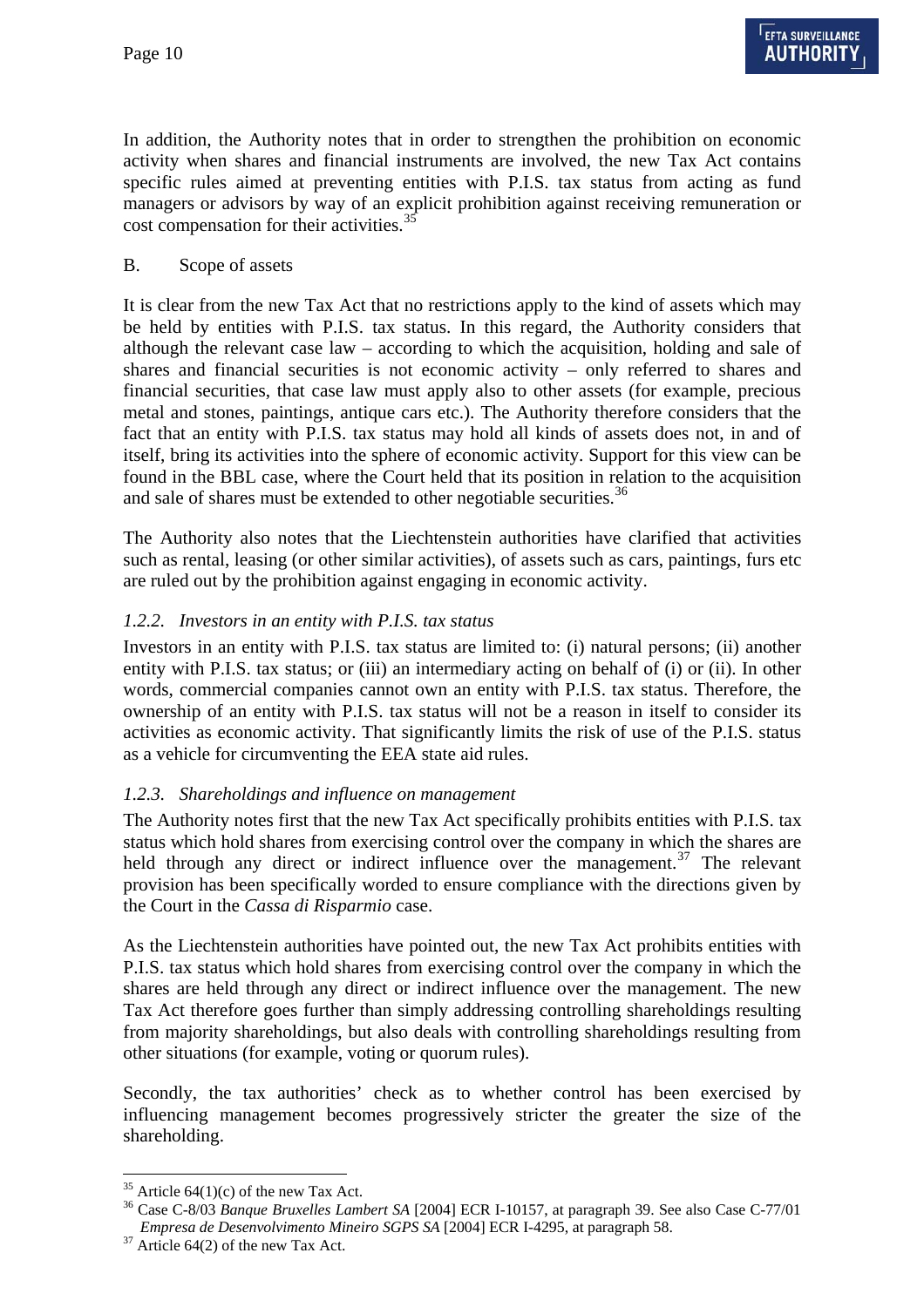In addition, the Authority notes that in order to strengthen the prohibition on economic activity when shares and financial instruments are involved, the new Tax Act contains specific rules aimed at preventing entities with P.I.S. tax status from acting as fund managers or advisors by way of an explicit prohibition against receiving remuneration or cost compensation for their activities.[35]

B. Scope of assets

It is clear from the new Tax Act that no restrictions apply to the kind of assets which may be held by entities with P.I.S. tax status. In this regard, the Authority considers that although the relevant case law – according to which the acquisition, holding and sale of shares and financial securities is not economic activity – only referred to shares and financial securities, that case law must apply also to other assets (for example, precious metal and stones, paintings, antique cars etc.). The Authority therefore considers that the fact that an entity with P.I.S. tax status may hold all kinds of assets does not, in and of itself, bring its activities into the sphere of economic activity. Support for this view can be found in the BBL case, where the Court held that its position in relation to the acquisition and sale of shares must be extended to other negotiable securities.[36]

The Authority also notes that the Liechtenstein authorities have clarified that activities such as rental, leasing (or other similar activities), of assets such as cars, paintings, furs etc are ruled out by the prohibition against engaging in economic activity.

### *1.2.2. Investors in an entity with P.I.S. tax status*

Investors in an entity with P.I.S. tax status are limited to: (i) natural persons; (ii) another entity with P.I.S. tax status; or (iii) an intermediary acting on behalf of (i) or (ii). In other words, commercial companies cannot own an entity with P.I.S. tax status. Therefore, the ownership of an entity with P.I.S. tax status will not be a reason in itself to consider its activities as economic activity. That significantly limits the risk of use of the P.I.S. status as a vehicle for circumventing the EEA state aid rules.

### *1.2.3. Shareholdings and influence on management*

The Authority notes first that the new Tax Act specifically prohibits entities with P.I.S. tax status which hold shares from exercising control over the company in which the shares are held through any direct or indirect influence over the management.[37] The relevant provision has been specifically worded to ensure compliance with the directions given by the Court in the *Cassa di Risparmio* case.

As the Liechtenstein authorities have pointed out, the new Tax Act prohibits entities with P.I.S. tax status which hold shares from exercising control over the company in which the shares are held through any direct or indirect influence over the management. The new Tax Act therefore goes further than simply addressing controlling shareholdings resulting from majority shareholdings, but also deals with controlling shareholdings resulting from other situations (for example, voting or quorum rules).

Secondly, the tax authorities' check as to whether control has been exercised by influencing management becomes progressively stricter the greater the size of the shareholding.

---

[35] Article 64(1)(c) of the new Tax Act.

[36] Case C-8/03 *Banque Bruxelles Lambert SA* [2004] ECR I-10157, at paragraph 39. See also Case C-77/01 *Empresa de Desenvolvimento Mineiro SGPS SA* [2004] ECR I-4295, at paragraph 58.

[37] Article 64(2) of the new Tax Act.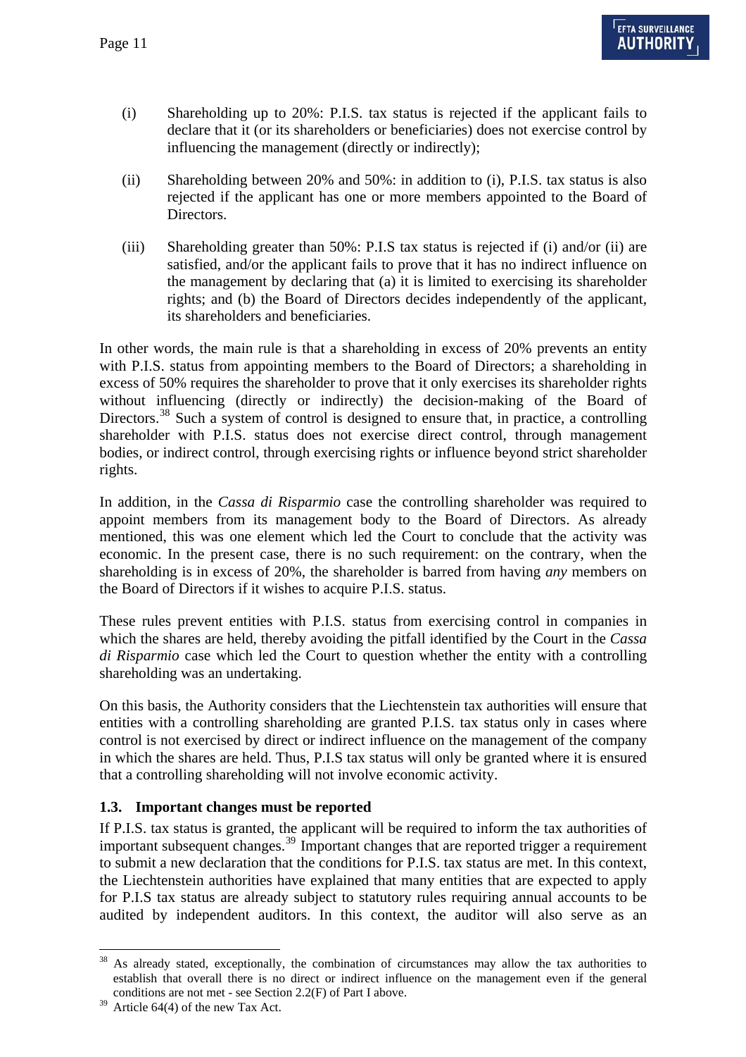(i) Shareholding up to 20%: P.I.S. tax status is rejected if the applicant fails to declare that it (or its shareholders or beneficiaries) does not exercise control by influencing the management (directly or indirectly);

(ii) Shareholding between 20% and 50%: in addition to (i), P.I.S. tax status is also rejected if the applicant has one or more members appointed to the Board of Directors.

(iii) Shareholding greater than 50%: P.I.S tax status is rejected if (i) and/or (ii) are satisfied, and/or the applicant fails to prove that it has no indirect influence on the management by declaring that (a) it is limited to exercising its shareholder rights; and (b) the Board of Directors decides independently of the applicant, its shareholders and beneficiaries.

In other words, the main rule is that a shareholding in excess of 20% prevents an entity with P.I.S. status from appointing members to the Board of Directors; a shareholding in excess of 50% requires the shareholder to prove that it only exercises its shareholder rights without influencing (directly or indirectly) the decision-making of the Board of Directors.[38] Such a system of control is designed to ensure that, in practice, a controlling shareholder with P.I.S. status does not exercise direct control, through management bodies, or indirect control, through exercising rights or influence beyond strict shareholder rights.

In addition, in the *Cassa di Risparmio* case the controlling shareholder was required to appoint members from its management body to the Board of Directors. As already mentioned, this was one element which led the Court to conclude that the activity was economic. In the present case, there is no such requirement: on the contrary, when the shareholding is in excess of 20%, the shareholder is barred from having *any* members on the Board of Directors if it wishes to acquire P.I.S. status.

These rules prevent entities with P.I.S. status from exercising control in companies in which the shares are held, thereby avoiding the pitfall identified by the Court in the *Cassa di Risparmio* case which led the Court to question whether the entity with a controlling shareholding was an undertaking.

On this basis, the Authority considers that the Liechtenstein tax authorities will ensure that entities with a controlling shareholding are granted P.I.S. tax status only in cases where control is not exercised by direct or indirect influence on the management of the company in which the shares are held. Thus, P.I.S tax status will only be granted where it is ensured that a controlling shareholding will not involve economic activity.

### 1.3. Important changes must be reported

If P.I.S. tax status is granted, the applicant will be required to inform the tax authorities of important subsequent changes.[39] Important changes that are reported trigger a requirement to submit a new declaration that the conditions for P.I.S. tax status are met. In this context, the Liechtenstein authorities have explained that many entities that are expected to apply for P.I.S tax status are already subject to statutory rules requiring annual accounts to be audited by independent auditors. In this context, the auditor will also serve as an

---

[38] As already stated, exceptionally, the combination of circumstances may allow the tax authorities to establish that overall there is no direct or indirect influence on the management even if the general conditions are not met - see Section 2.2(F) of Part I above.

[39] Article 64(4) of the new Tax Act.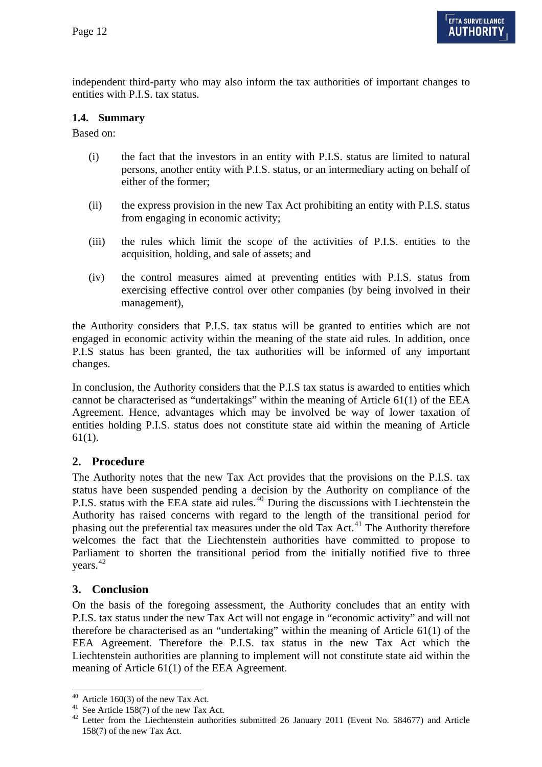independent third-party who may also inform the tax authorities of important changes to entities with P.I.S. tax status.

### 1.4. Summary

Based on:

(i) the fact that the investors in an entity with P.I.S. status are limited to natural persons, another entity with P.I.S. status, or an intermediary acting on behalf of either of the former;

(ii) the express provision in the new Tax Act prohibiting an entity with P.I.S. status from engaging in economic activity;

(iii) the rules which limit the scope of the activities of P.I.S. entities to the acquisition, holding, and sale of assets; and

(iv) the control measures aimed at preventing entities with P.I.S. status from exercising effective control over other companies (by being involved in their management),

the Authority considers that P.I.S. tax status will be granted to entities which are not engaged in economic activity within the meaning of the state aid rules. In addition, once P.I.S status has been granted, the tax authorities will be informed of any important changes.

In conclusion, the Authority considers that the P.I.S tax status is awarded to entities which cannot be characterised as "undertakings" within the meaning of Article 61(1) of the EEA Agreement. Hence, advantages which may be involved be way of lower taxation of entities holding P.I.S. status does not constitute state aid within the meaning of Article 61(1).

## 2. Procedure

The Authority notes that the new Tax Act provides that the provisions on the P.I.S. tax status have been suspended pending a decision by the Authority on compliance of the P.I.S. status with the EEA state aid rules.[40] During the discussions with Liechtenstein the Authority has raised concerns with regard to the length of the transitional period for phasing out the preferential tax measures under the old Tax Act.[41] The Authority therefore welcomes the fact that the Liechtenstein authorities have committed to propose to Parliament to shorten the transitional period from the initially notified five to three years.[42]

## 3. Conclusion

On the basis of the foregoing assessment, the Authority concludes that an entity with P.I.S. tax status under the new Tax Act will not engage in "economic activity" and will not therefore be characterised as an "undertaking" within the meaning of Article 61(1) of the EEA Agreement. Therefore the P.I.S. tax status in the new Tax Act which the Liechtenstein authorities are planning to implement will not constitute state aid within the meaning of Article 61(1) of the EEA Agreement.

---

[40] Article 160(3) of the new Tax Act.

[41] See Article 158(7) of the new Tax Act.

[42] Letter from the Liechtenstein authorities submitted 26 January 2011 (Event No. 584677) and Article 158(7) of the new Tax Act.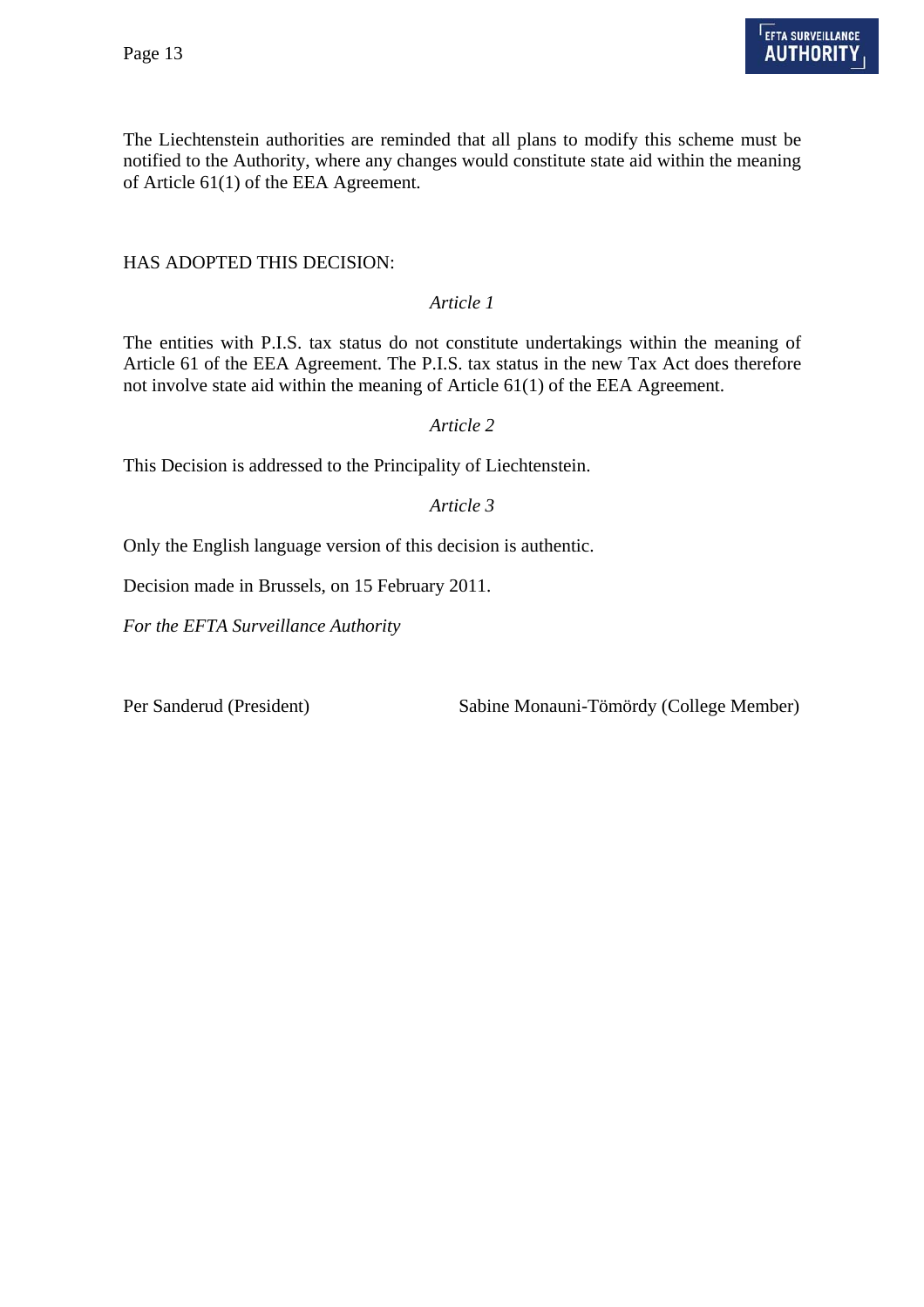The Liechtenstein authorities are reminded that all plans to modify this scheme must be notified to the Authority, where any changes would constitute state aid within the meaning of Article 61(1) of the EEA Agreement.

HAS ADOPTED THIS DECISION:

*Article 1*

The entities with P.I.S. tax status do not constitute undertakings within the meaning of Article 61 of the EEA Agreement. The P.I.S. tax status in the new Tax Act does therefore not involve state aid within the meaning of Article 61(1) of the EEA Agreement.

*Article 2*

This Decision is addressed to the Principality of Liechtenstein.

*Article 3*

Only the English language version of this decision is authentic.

Decision made in Brussels, on 15 February 2011.

*For the EFTA Surveillance Authority*

Per Sanderud (President) Sabine Monauni-Tömördy (College Member)